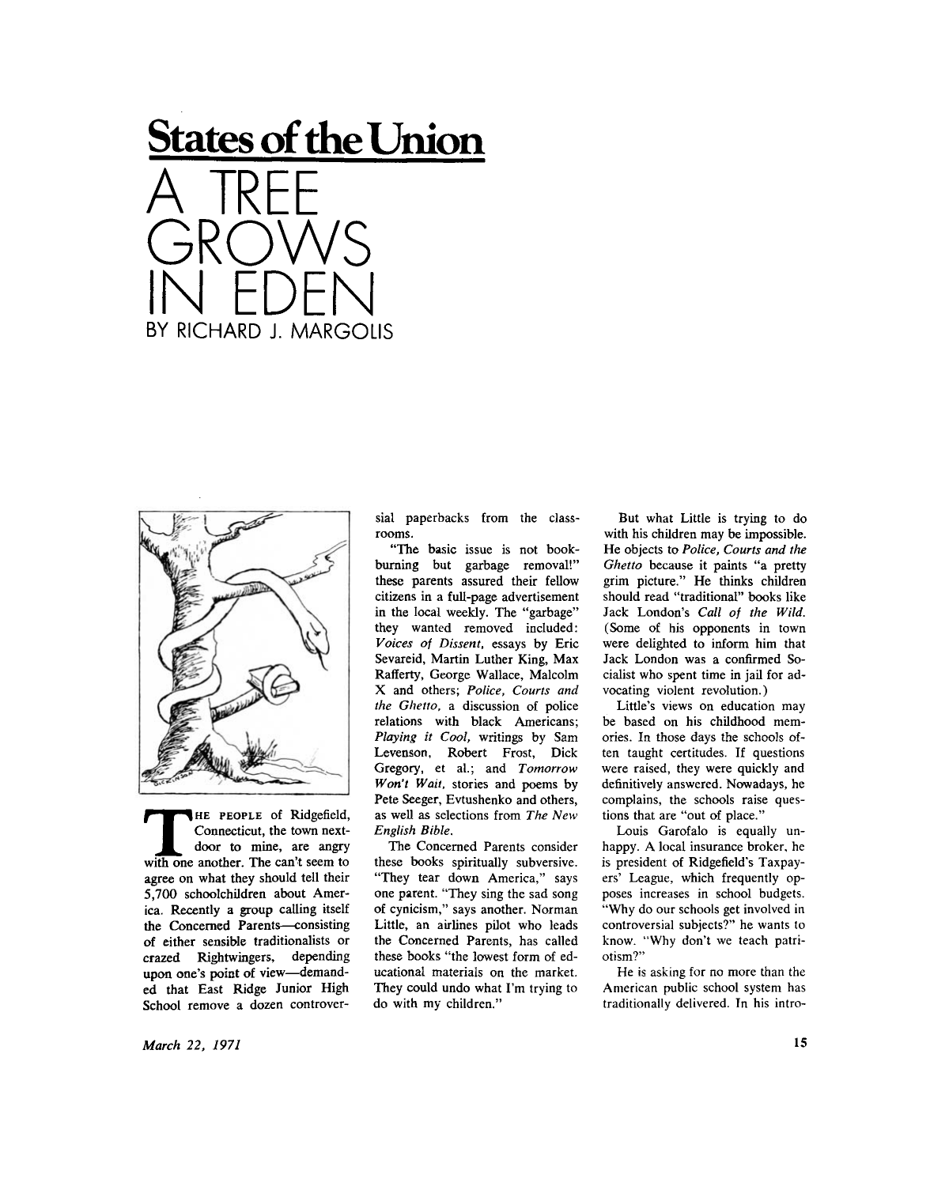# States of the Union

# A TREE GROWS IN EDEN

BY RICHARD J. MARGOLIS

THE PEOPLE of Ridgefield, Connecticut, the town next-door to mine, are angry with one another. The can't seem to agree on what they should tell their 5,700 schoolchildren about America. Recently a group calling itself the Concerned Parents—consisting of either sensible traditionalists or crazed Rightwingers, depending upon one's point of view—demanded that East Ridge Junior High School remove a dozen controversial paperbacks from the classrooms.

"The basic issue is not book-burning but garbage removal!" these parents assured their fellow citizens in a full-page advertisement in the local weekly. The "garbage" they wanted removed included: *Voices of Dissent*, essays by Eric Sevareid, Martin Luther King, Max Rafferty, George Wallace, Malcolm X and others; *Police, Courts and the Ghetto*, a discussion of police relations with black Americans; *Playing it Cool*, writings by Sam Levenson, Robert Frost, Dick Gregory, et al.; and *Tomorrow Won't Wait*, stories and poems by Pete Seeger, Evtushenko and others, as well as selections from *The New English Bible*.

The Concerned Parents consider these books spiritually subversive. "They tear down America," says one parent. "They sing the sad song of cynicism," says another. Norman Little, an airlines pilot who leads the Concerned Parents, has called these books "the lowest form of educational materials on the market. They could undo what I'm trying to do with my children."

But what Little is trying to do with his children may be impossible. He objects to *Police, Courts and the Ghetto* because it paints "a pretty grim picture." He thinks children should read "traditional" books like Jack London's *Call of the Wild*. (Some of his opponents in town were delighted to inform him that Jack London was a confirmed Socialist who spent time in jail for advocating violent revolution.)

Little's views on education may be based on his childhood memories. In those days the schools often taught certitudes. If questions were raised, they were quickly and definitively answered. Nowadays, he complains, the schools raise questions that are "out of place."

Louis Garofalo is equally unhappy. A local insurance broker, he is president of Ridgefield's Taxpayers' League, which frequently opposes increases in school budgets. "Why do our schools get involved in controversial subjects?" he wants to know. "Why don't we teach patriotism?"

He is asking for no more than the American public school system has traditionally delivered. In his intro-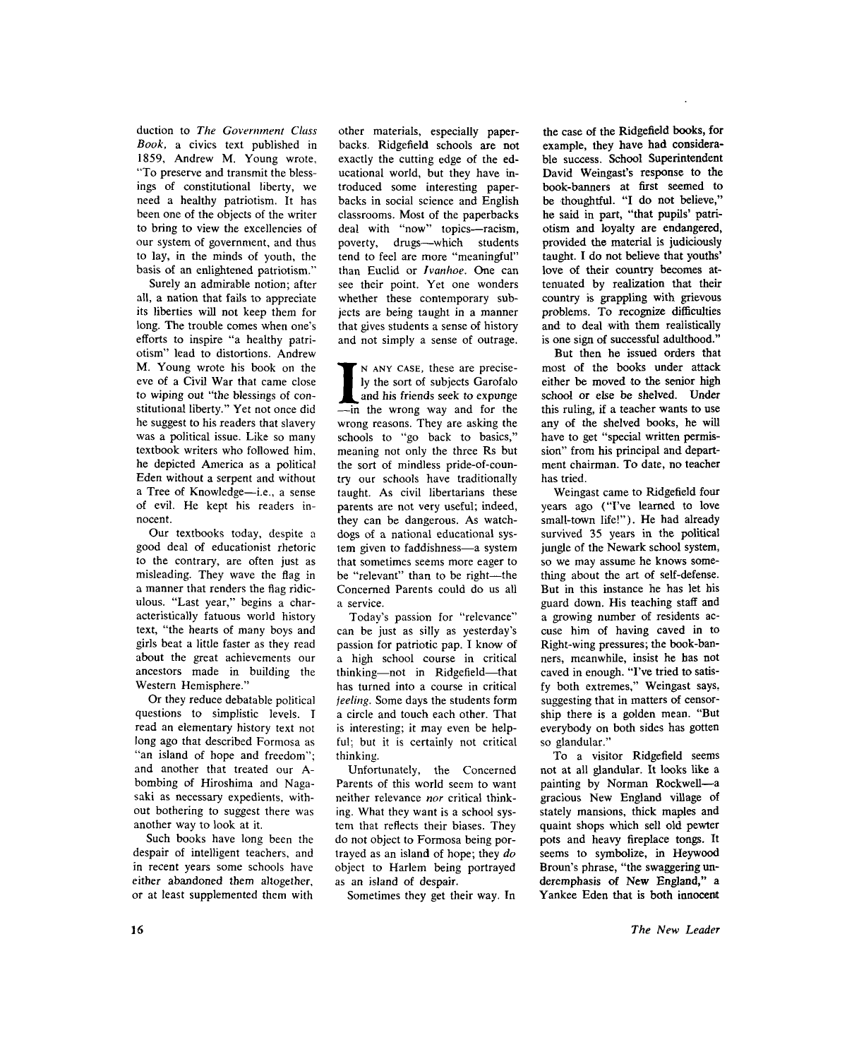duction to *The Government Class Book*, a civics text published in 1859, Andrew M. Young wrote, "To preserve and transmit the blessings of constitutional liberty, we need a healthy patriotism. It has been one of the objects of the writer to bring to view the excellencies of our system of government, and thus to lay, in the minds of youth, the basis of an enlightened patriotism."

Surely an admirable notion; after all, a nation that fails to appreciate its liberties will not keep them for long. The trouble comes when one's efforts to inspire "a healthy patriotism" lead to distortions. Andrew M. Young wrote his book on the eve of a Civil War that came close to wiping out "the blessings of constitutional liberty." Yet not once did he suggest to his readers that slavery was a political issue. Like so many textbook writers who followed him, he depicted America as a political Eden without a serpent and without a Tree of Knowledge—i.e., a sense of evil. He kept his readers innocent.

Our textbooks today, despite a good deal of educationist rhetoric to the contrary, are often just as misleading. They wave the flag in a manner that renders the flag ridiculous. "Last year," begins a characteristically fatuous world history text, "the hearts of many boys and girls beat a little faster as they read about the great achievements our ancestors made in building the Western Hemisphere."

Or they reduce debatable political questions to simplistic levels. I read an elementary history text not long ago that described Formosa as "an island of hope and freedom"; and another that treated our A-bombing of Hiroshima and Nagasaki as necessary expedients, without bothering to suggest there was another way to look at it.

Such books have long been the despair of intelligent teachers, and in recent years some schools have either abandoned them altogether, or at least supplemented them with other materials, especially paperbacks. Ridgefield schools are not exactly the cutting edge of the educational world, but they have introduced some interesting paperbacks in social science and English classrooms. Most of the paperbacks deal with "now" topics—racism, poverty, drugs—which students tend to feel are more "meaningful" than Euclid or *Ivanhoe*. One can see their point. Yet one wonders whether these contemporary subjects are being taught in a manner that gives students a sense of history and not simply a sense of outrage.

IN ANY CASE, these are precisely the sort of subjects Garofalo and his friends seek to expunge—in the wrong way and for the wrong reasons. They are asking the schools to "go back to basics," meaning not only the three Rs but the sort of mindless pride-of-country our schools have traditionally taught. As civil libertarians these parents are not very useful; indeed, they can be dangerous. As watchdogs of a national educational system given to faddishness—a system that sometimes seems more eager to be "relevant" than to be right—the Concerned Parents could do us all a service.

Today's passion for "relevance" can be just as silly as yesterday's passion for patriotic pap. I know of a high school course in critical thinking—not in Ridgefield—that has turned into a course in critical *feeling*. Some days the students form a circle and touch each other. That is interesting; it may even be helpful; but it is certainly not critical thinking.

Unfortunately, the Concerned Parents of this world seem to want neither relevance *nor* critical thinking. What they want is a school system that reflects their biases. They do not object to Formosa being portrayed as an island of hope; they *do* object to Harlem being portrayed as an island of despair.

Sometimes they get their way. In the case of the Ridgefield books, for example, they have had considerable success. School Superintendent David Weingast's response to the book-banners at first seemed to be thoughtful. "I do not believe," he said in part, "that pupils' patriotism and loyalty are endangered, provided the material is judiciously taught. I do not believe that youths' love of their country becomes attenuated by realization that their country is grappling with grievous problems. To recognize difficulties and to deal with them realistically is one sign of successful adulthood."

But then he issued orders that most of the books under attack either be moved to the senior high school or else be shelved. Under this ruling, if a teacher wants to use any of the shelved books, he will have to get "special written permission" from his principal and department chairman. To date, no teacher has tried.

Weingast came to Ridgefield four years ago ("I've learned to love small-town life!"). He had already survived 35 years in the political jungle of the Newark school system, so we may assume he knows something about the art of self-defense. But in this instance he has let his guard down. His teaching staff and a growing number of residents accuse him of having caved in to Right-wing pressures; the book-banners, meanwhile, insist he has not caved in enough. "I've tried to satisfy both extremes," Weingast says, suggesting that in matters of censorship there is a golden mean. "But everybody on both sides has gotten so glandular."

To a visitor Ridgefield seems not at all glandular. It looks like a painting by Norman Rockwell—a gracious New England village of stately mansions, thick maples and quaint shops which sell old pewter pots and heavy fireplace tongs. It seems to symbolize, in Heywood Broun's phrase, "the swaggering underemphasis of New England," a Yankee Eden that is both innocent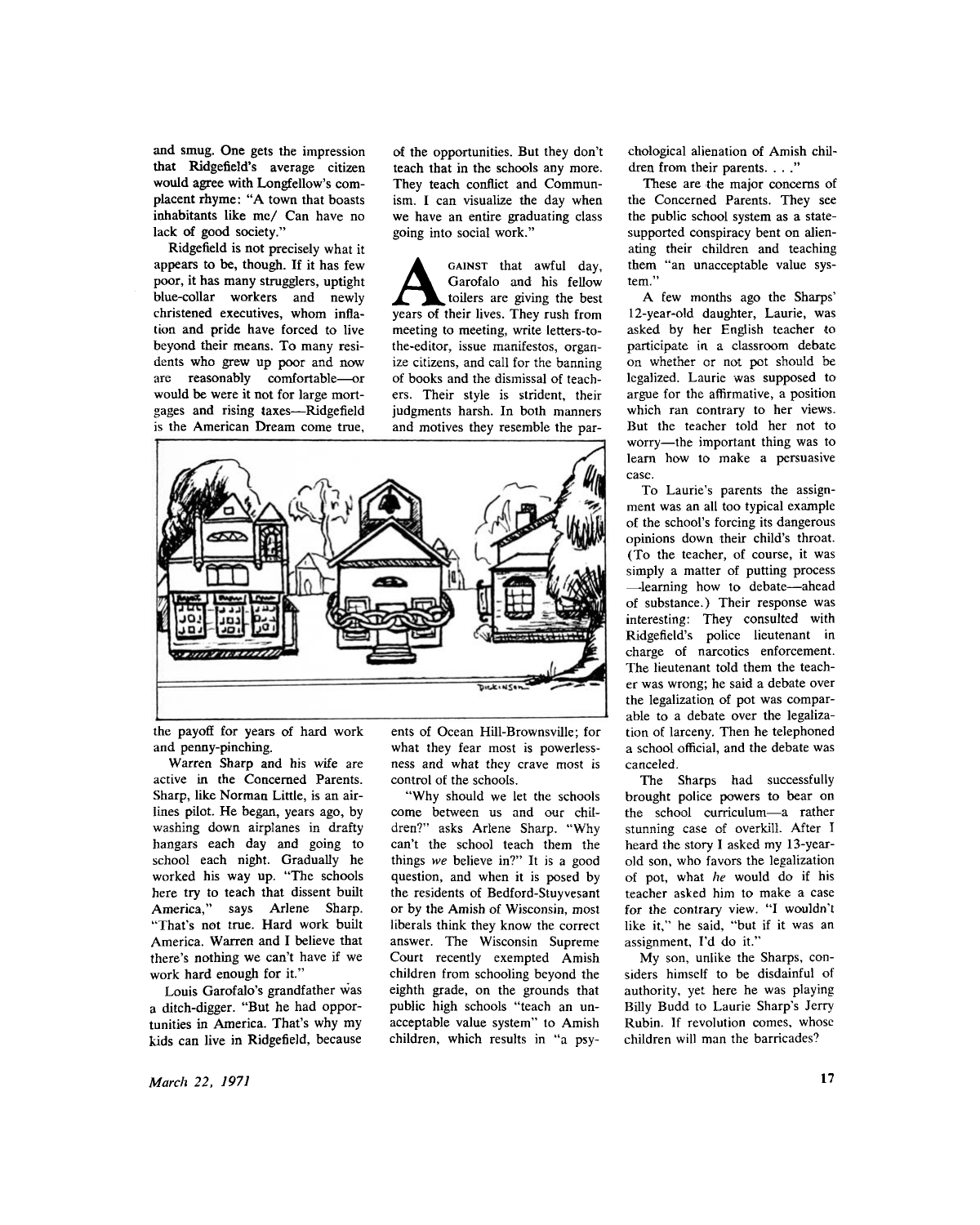and smug. One gets the impression that Ridgefield's average citizen would agree with Longfellow's complacent rhyme: "A town that boasts inhabitants like me/ Can have no lack of good society."

Ridgefield is not precisely what it appears to be, though. If it has few poor, it has many strugglers, uptight blue-collar workers and newly christened executives, whom inflation and pride have forced to live beyond their means. To many residents who grew up poor and now are reasonably comfortable—or would be were it not for large mortgages and rising taxes—Ridgefield is the American Dream come true, the payoff for years of hard work and penny-pinching.

Warren Sharp and his wife are active in the Concerned Parents. Sharp, like Norman Little, is an airlines pilot. He began, years ago, by washing down airplanes in drafty hangars each day and going to school each night. Gradually he worked his way up. "The schools here try to teach that dissent built America," says Arlene Sharp. "That's not true. Hard work built America. Warren and I believe that there's nothing we can't have if we work hard enough for it."

Louis Garofalo's grandfather was a ditch-digger. "But he had opportunities in America. That's why my kids can live in Ridgefield, because of the opportunities. But they don't teach that in the schools any more. They teach conflict and Communism. I can visualize the day when we have an entire graduating class going into social work."

Against that awful day, Garofalo and his fellow toilers are giving the best years of their lives. They rush from meeting to meeting, write letters-to-the-editor, issue manifestos, organize citizens, and call for the banning of books and the dismissal of teachers. Their style is strident, their judgments harsh. In both manners and motives they resemble the parents of Ocean Hill-Brownsville; for what they fear most is powerlessness and what they crave most is control of the schools.

"Why should we let the schools come between us and our children?" asks Arlene Sharp. "Why can't the school teach them the things *we* believe in?" It is a good question, and when it is posed by the residents of Bedford-Stuyvesant or by the Amish of Wisconsin, most liberals think they know the correct answer. The Wisconsin Supreme Court recently exempted Amish children from schooling beyond the eighth grade, on the grounds that public high schools "teach an unacceptable value system" to Amish children, which results in "a psychological alienation of Amish children from their parents. . . ."

These are the major concerns of the Concerned Parents. They see the public school system as a state-supported conspiracy bent on alienating their children and teaching them "an unacceptable value system."

A few months ago the Sharps' 12-year-old daughter, Laurie, was asked by her English teacher to participate in a classroom debate on whether or not pot should be legalized. Laurie was supposed to argue for the affirmative, a position which ran contrary to her views. But the teacher told her not to worry—the important thing was to learn how to make a persuasive case.

To Laurie's parents the assignment was an all too typical example of the school's forcing its dangerous opinions down their child's throat. (To the teacher, of course, it was simply a matter of putting process—learning how to debate—ahead of substance.) Their response was interesting: They consulted with Ridgefield's police lieutenant in charge of narcotics enforcement. The lieutenant told them the teacher was wrong; he said a debate over the legalization of pot was comparable to a debate over the legalization of larceny. Then he telephoned a school official, and the debate was canceled.

The Sharps had successfully brought police powers to bear on the school curriculum—a rather stunning case of overkill. After I heard the story I asked my 13-year-old son, who favors the legalization of pot, what *he* would do if his teacher asked him to make a case for the contrary view. "I wouldn't like it," he said, "but if it was an assignment, I'd do it."

My son, unlike the Sharps, considers himself to be disdainful of authority, yet here he was playing Billy Budd to Laurie Sharp's Jerry Rubin. If revolution comes, whose children will man the barricades?